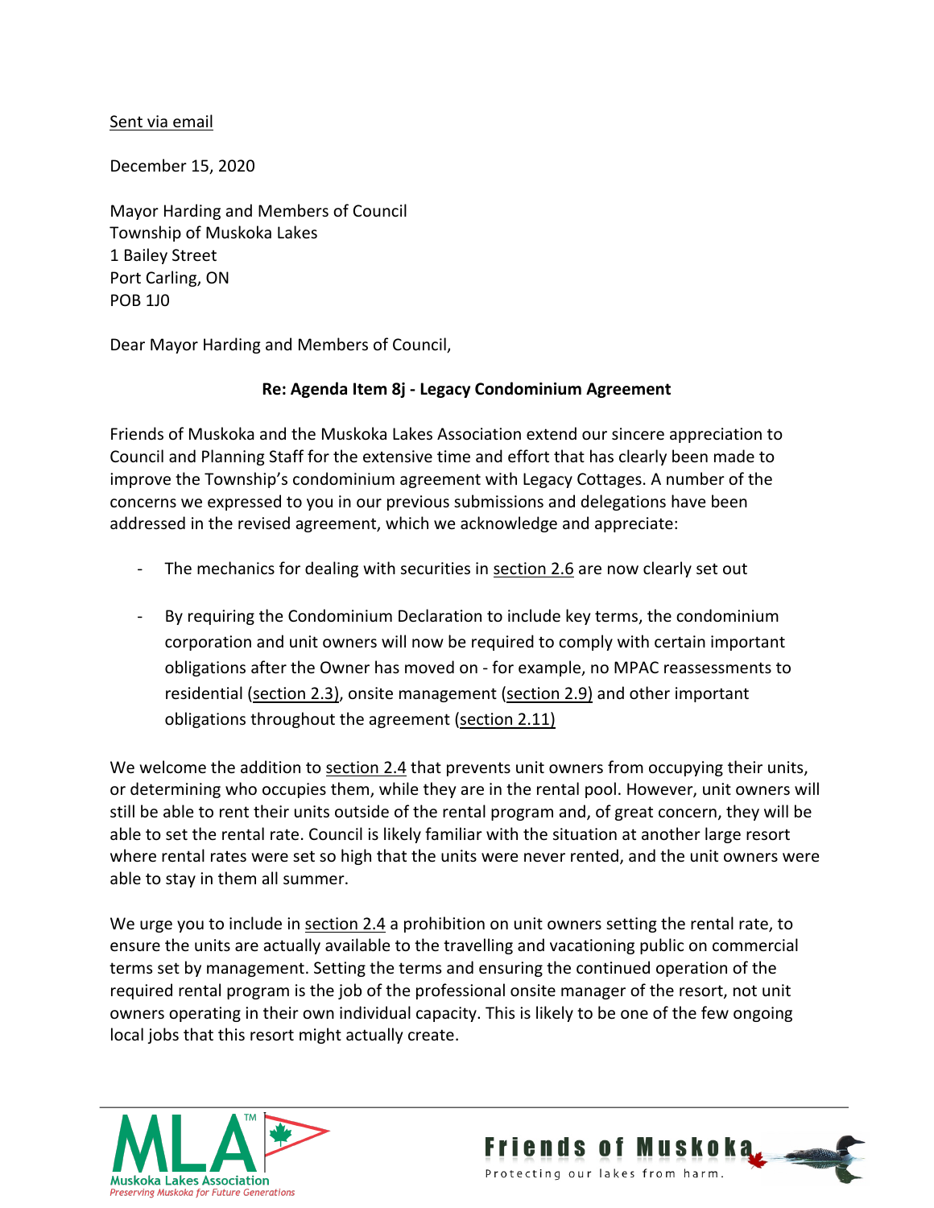Sent via email

December 15, 2020

Mayor Harding and Members of Council
Township of Muskoka Lakes
1 Bailey Street
Port Carling, ON
POB 1J0

Dear Mayor Harding and Members of Council,

**Re: Agenda Item 8j - Legacy Condominium Agreement**

Friends of Muskoka and the Muskoka Lakes Association extend our sincere appreciation to Council and Planning Staff for the extensive time and effort that has clearly been made to improve the Township's condominium agreement with Legacy Cottages. A number of the concerns we expressed to you in our previous submissions and delegations have been addressed in the revised agreement, which we acknowledge and appreciate:

- The mechanics for dealing with securities in section 2.6 are now clearly set out

- By requiring the Condominium Declaration to include key terms, the condominium corporation and unit owners will now be required to comply with certain important obligations after the Owner has moved on - for example, no MPAC reassessments to residential (section 2.3), onsite management (section 2.9) and other important obligations throughout the agreement (section 2.11)

We welcome the addition to section 2.4 that prevents unit owners from occupying their units, or determining who occupies them, while they are in the rental pool. However, unit owners will still be able to rent their units outside of the rental program and, of great concern, they will be able to set the rental rate. Council is likely familiar with the situation at another large resort where rental rates were set so high that the units were never rented, and the unit owners were able to stay in them all summer.

We urge you to include in section 2.4 a prohibition on unit owners setting the rental rate, to ensure the units are actually available to the travelling and vacationing public on commercial terms set by management. Setting the terms and ensuring the continued operation of the required rental program is the job of the professional onsite manager of the resort, not unit owners operating in their own individual capacity. This is likely to be one of the few ongoing local jobs that this resort might actually create.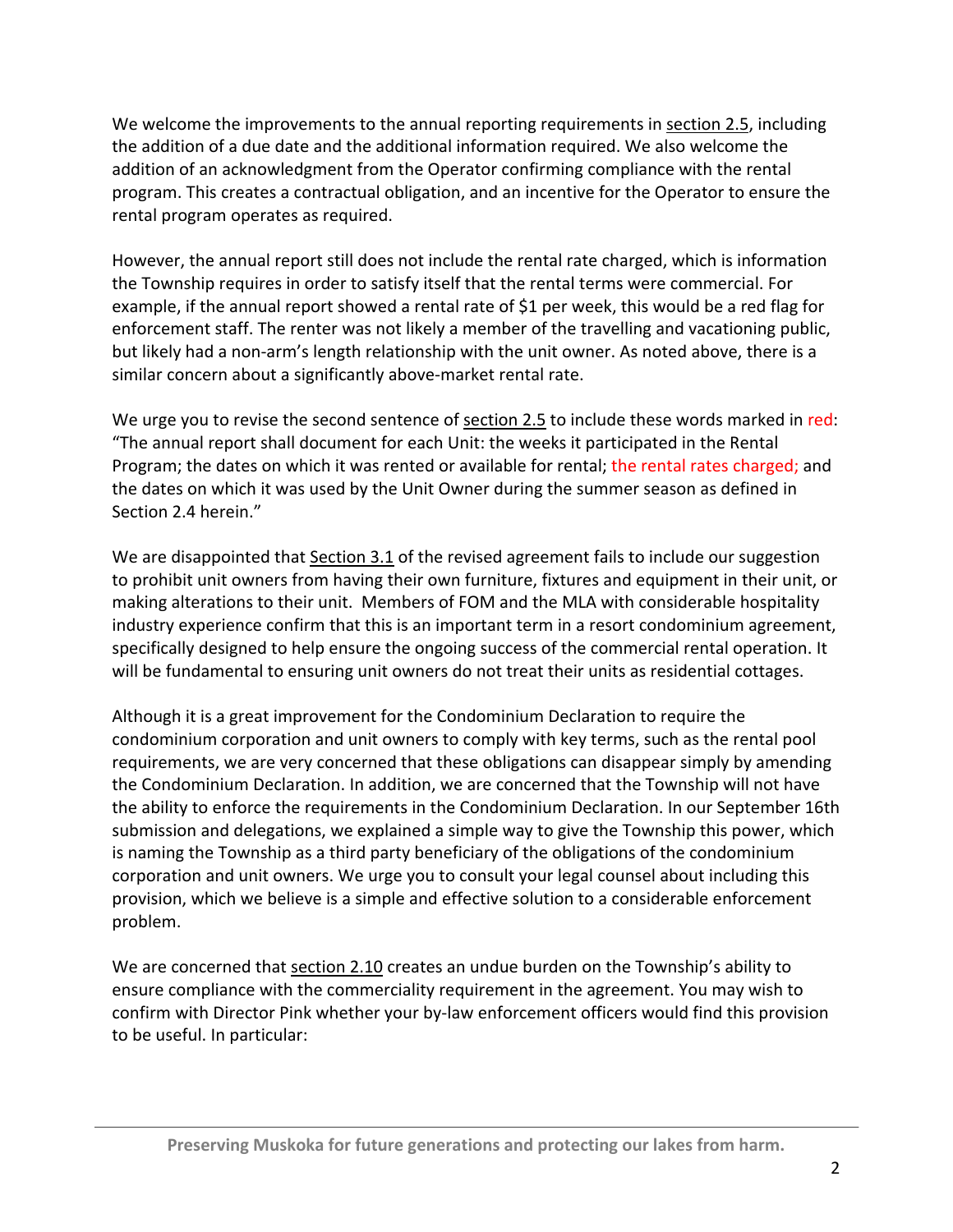We welcome the improvements to the annual reporting requirements in section 2.5, including the addition of a due date and the additional information required. We also welcome the addition of an acknowledgment from the Operator confirming compliance with the rental program. This creates a contractual obligation, and an incentive for the Operator to ensure the rental program operates as required.

However, the annual report still does not include the rental rate charged, which is information the Township requires in order to satisfy itself that the rental terms were commercial. For example, if the annual report showed a rental rate of $1 per week, this would be a red flag for enforcement staff. The renter was not likely a member of the travelling and vacationing public, but likely had a non-arm's length relationship with the unit owner. As noted above, there is a similar concern about a significantly above-market rental rate.

We urge you to revise the second sentence of section 2.5 to include these words marked in red: "The annual report shall document for each Unit: the weeks it participated in the Rental Program; the dates on which it was rented or available for rental; the rental rates charged; and the dates on which it was used by the Unit Owner during the summer season as defined in Section 2.4 herein."

We are disappointed that Section 3.1 of the revised agreement fails to include our suggestion to prohibit unit owners from having their own furniture, fixtures and equipment in their unit, or making alterations to their unit. Members of FOM and the MLA with considerable hospitality industry experience confirm that this is an important term in a resort condominium agreement, specifically designed to help ensure the ongoing success of the commercial rental operation. It will be fundamental to ensuring unit owners do not treat their units as residential cottages.

Although it is a great improvement for the Condominium Declaration to require the condominium corporation and unit owners to comply with key terms, such as the rental pool requirements, we are very concerned that these obligations can disappear simply by amending the Condominium Declaration. In addition, we are concerned that the Township will not have the ability to enforce the requirements in the Condominium Declaration. In our September 16th submission and delegations, we explained a simple way to give the Township this power, which is naming the Township as a third party beneficiary of the obligations of the condominium corporation and unit owners. We urge you to consult your legal counsel about including this provision, which we believe is a simple and effective solution to a considerable enforcement problem.

We are concerned that section 2.10 creates an undue burden on the Township's ability to ensure compliance with the commerciality requirement in the agreement. You may wish to confirm with Director Pink whether your by-law enforcement officers would find this provision to be useful. In particular: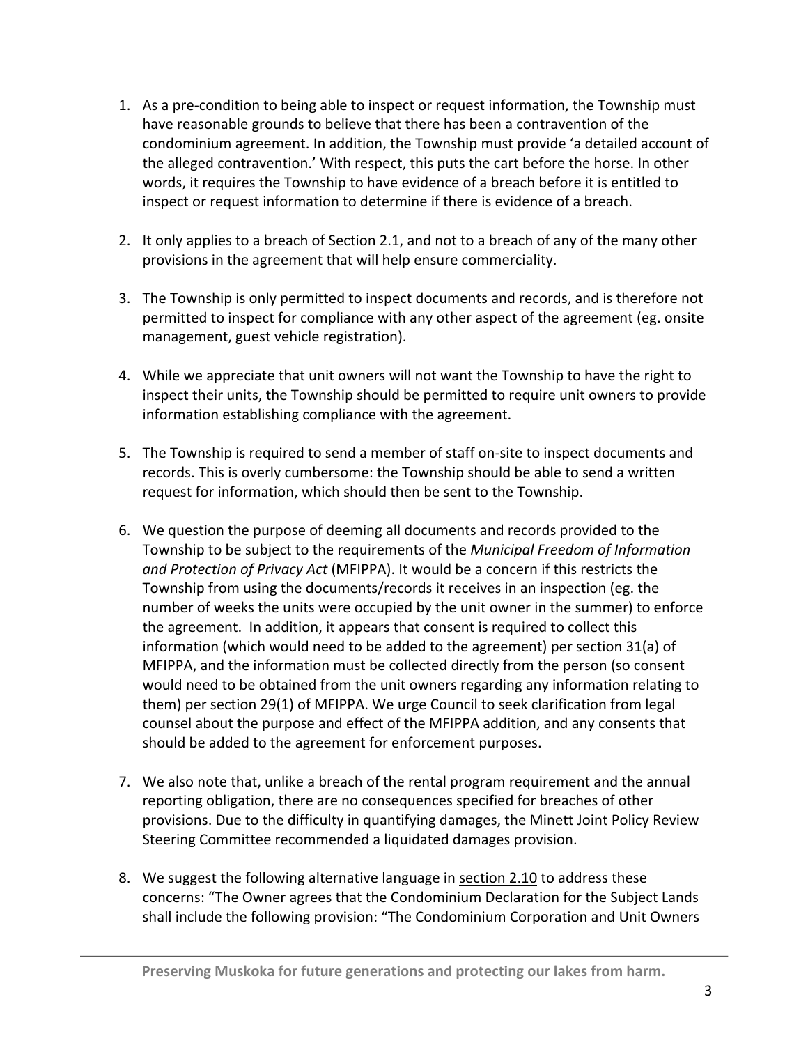1. As a pre-condition to being able to inspect or request information, the Township must have reasonable grounds to believe that there has been a contravention of the condominium agreement. In addition, the Township must provide 'a detailed account of the alleged contravention.' With respect, this puts the cart before the horse. In other words, it requires the Township to have evidence of a breach before it is entitled to inspect or request information to determine if there is evidence of a breach.

2. It only applies to a breach of Section 2.1, and not to a breach of any of the many other provisions in the agreement that will help ensure commerciality.

3. The Township is only permitted to inspect documents and records, and is therefore not permitted to inspect for compliance with any other aspect of the agreement (eg. onsite management, guest vehicle registration).

4. While we appreciate that unit owners will not want the Township to have the right to inspect their units, the Township should be permitted to require unit owners to provide information establishing compliance with the agreement.

5. The Township is required to send a member of staff on-site to inspect documents and records. This is overly cumbersome: the Township should be able to send a written request for information, which should then be sent to the Township.

6. We question the purpose of deeming all documents and records provided to the Township to be subject to the requirements of the *Municipal Freedom of Information and Protection of Privacy Act* (MFIPPA). It would be a concern if this restricts the Township from using the documents/records it receives in an inspection (eg. the number of weeks the units were occupied by the unit owner in the summer) to enforce the agreement. In addition, it appears that consent is required to collect this information (which would need to be added to the agreement) per section 31(a) of MFIPPA, and the information must be collected directly from the person (so consent would need to be obtained from the unit owners regarding any information relating to them) per section 29(1) of MFIPPA. We urge Council to seek clarification from legal counsel about the purpose and effect of the MFIPPA addition, and any consents that should be added to the agreement for enforcement purposes.

7. We also note that, unlike a breach of the rental program requirement and the annual reporting obligation, there are no consequences specified for breaches of other provisions. Due to the difficulty in quantifying damages, the Minett Joint Policy Review Steering Committee recommended a liquidated damages provision.

8. We suggest the following alternative language in section 2.10 to address these concerns: "The Owner agrees that the Condominium Declaration for the Subject Lands shall include the following provision: "The Condominium Corporation and Unit Owners

**Preserving Muskoka for future generations and protecting our lakes from harm.**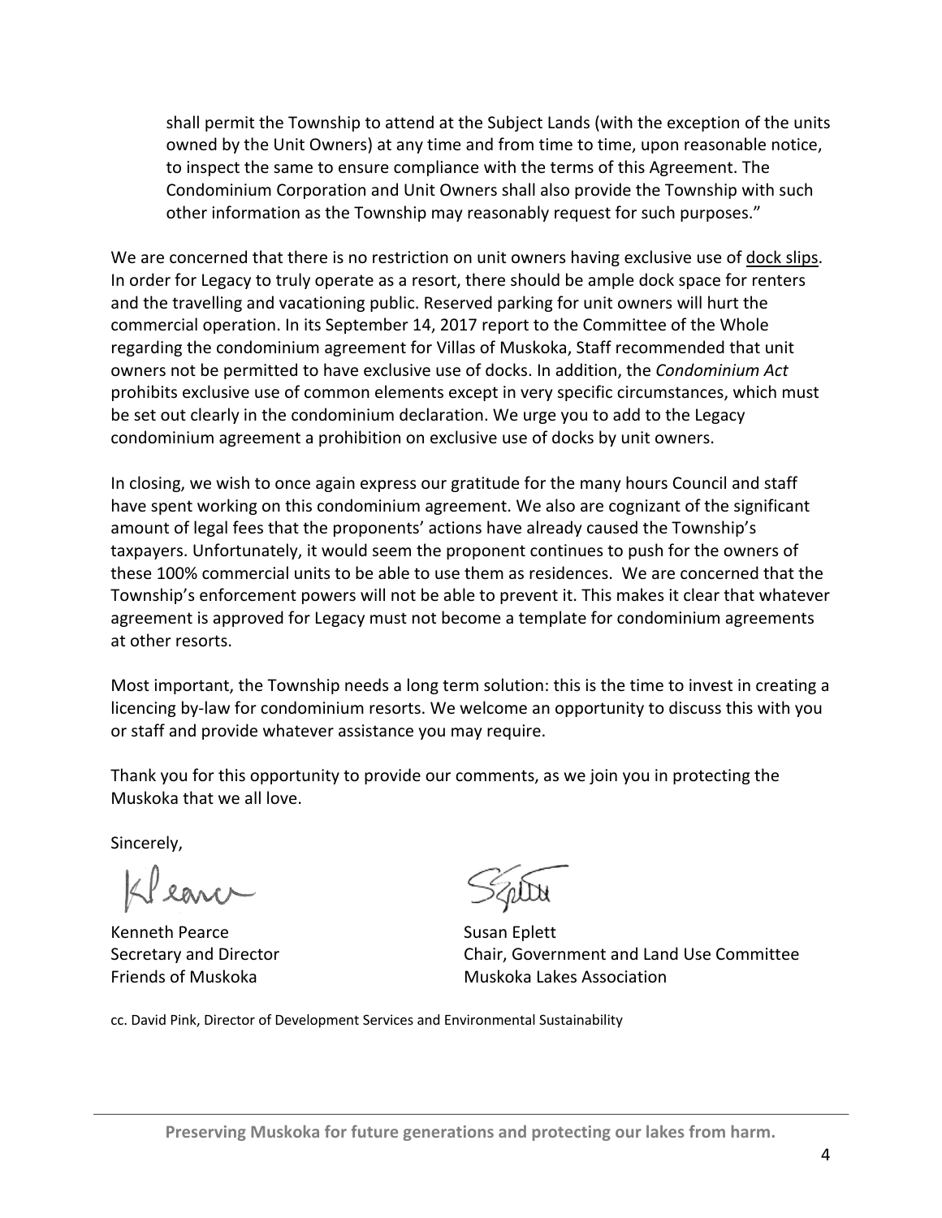shall permit the Township to attend at the Subject Lands (with the exception of the units owned by the Unit Owners) at any time and from time to time, upon reasonable notice, to inspect the same to ensure compliance with the terms of this Agreement. The Condominium Corporation and Unit Owners shall also provide the Township with such other information as the Township may reasonably request for such purposes."

We are concerned that there is no restriction on unit owners having exclusive use of <u>dock slips</u>. In order for Legacy to truly operate as a resort, there should be ample dock space for renters and the travelling and vacationing public. Reserved parking for unit owners will hurt the commercial operation. In its September 14, 2017 report to the Committee of the Whole regarding the condominium agreement for Villas of Muskoka, Staff recommended that unit owners not be permitted to have exclusive use of docks. In addition, the *Condominium Act* prohibits exclusive use of common elements except in very specific circumstances, which must be set out clearly in the condominium declaration. We urge you to add to the Legacy condominium agreement a prohibition on exclusive use of docks by unit owners.

In closing, we wish to once again express our gratitude for the many hours Council and staff have spent working on this condominium agreement. We also are cognizant of the significant amount of legal fees that the proponents' actions have already caused the Township's taxpayers. Unfortunately, it would seem the proponent continues to push for the owners of these 100% commercial units to be able to use them as residences. We are concerned that the Township's enforcement powers will not be able to prevent it. This makes it clear that whatever agreement is approved for Legacy must not become a template for condominium agreements at other resorts.

Most important, the Township needs a long term solution: this is the time to invest in creating a licencing by-law for condominium resorts. We welcome an opportunity to discuss this with you or staff and provide whatever assistance you may require.

Thank you for this opportunity to provide our comments, as we join you in protecting the Muskoka that we all love.

Sincerely,

Kenneth Pearce
Secretary and Director
Friends of Muskoka

Susan Eplett
Chair, Government and Land Use Committee
Muskoka Lakes Association

cc. David Pink, Director of Development Services and Environmental Sustainability

**Preserving Muskoka for future generations and protecting our lakes from harm.**